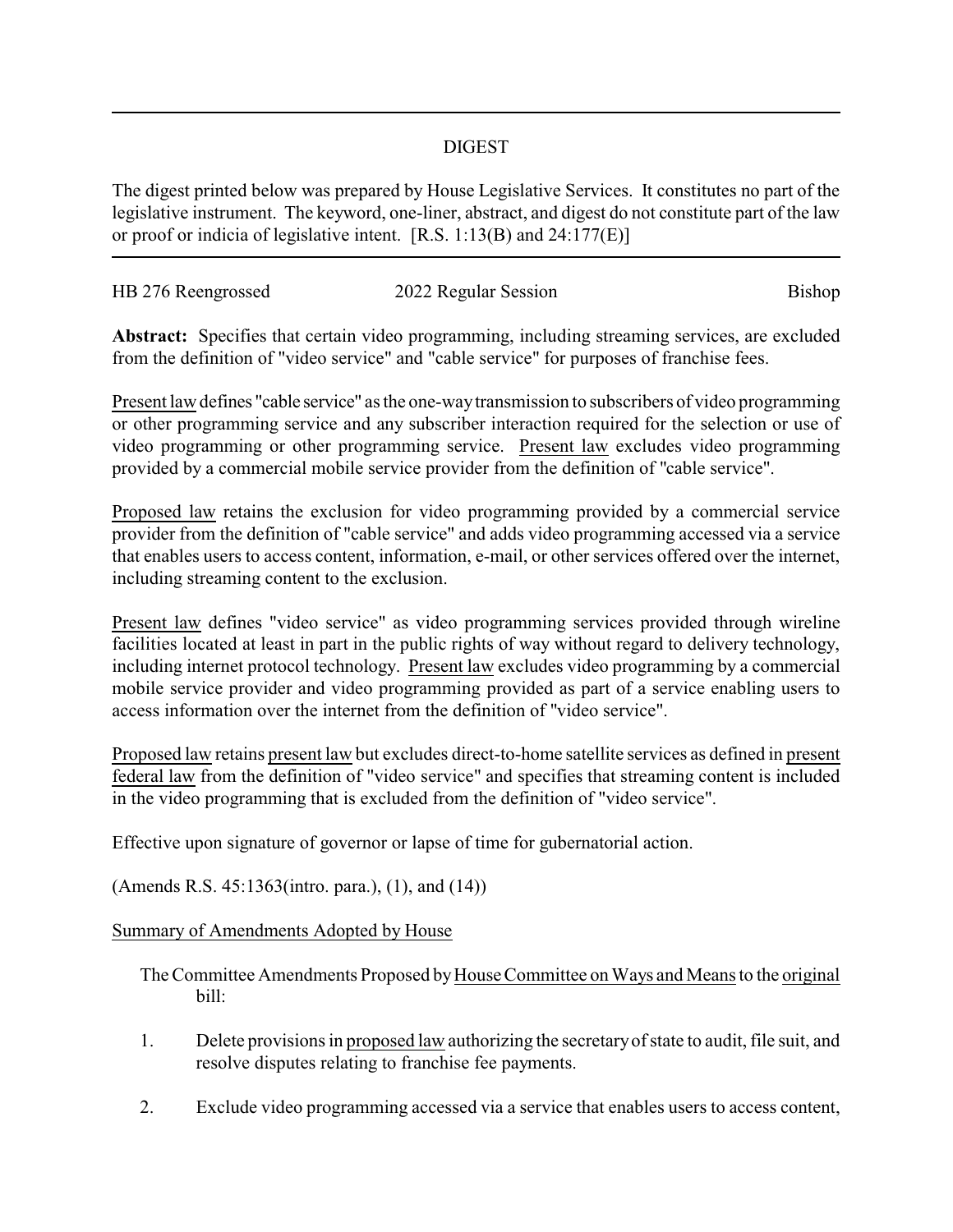# DIGEST

The digest printed below was prepared by House Legislative Services. It constitutes no part of the legislative instrument. The keyword, one-liner, abstract, and digest do not constitute part of the law or proof or indicia of legislative intent. [R.S. 1:13(B) and 24:177(E)]

---

HB 276 Reengrossed | 2022 Regular Session | Bishop

**Abstract:** Specifies that certain video programming, including streaming services, are excluded from the definition of "video service" and "cable service" for purposes of franchise fees.

Present law defines "cable service" as the one-way transmission to subscribers of video programming or other programming service and any subscriber interaction required for the selection or use of video programming or other programming service. Present law excludes video programming provided by a commercial mobile service provider from the definition of "cable service".

Proposed law retains the exclusion for video programming provided by a commercial service provider from the definition of "cable service" and adds video programming accessed via a service that enables users to access content, information, e-mail, or other services offered over the internet, including streaming content to the exclusion.

Present law defines "video service" as video programming services provided through wireline facilities located at least in part in the public rights of way without regard to delivery technology, including internet protocol technology. Present law excludes video programming by a commercial mobile service provider and video programming provided as part of a service enabling users to access information over the internet from the definition of "video service".

Proposed law retains present law but excludes direct-to-home satellite services as defined in present federal law from the definition of "video service" and specifies that streaming content is included in the video programming that is excluded from the definition of "video service".

Effective upon signature of governor or lapse of time for gubernatorial action.

(Amends R.S. 45:1363(intro. para.), (1), and (14))

Summary of Amendments Adopted by House

The Committee Amendments Proposed by House Committee on Ways and Means to the original bill:

1. Delete provisions in proposed law authorizing the secretary of state to audit, file suit, and resolve disputes relating to franchise fee payments.

2. Exclude video programming accessed via a service that enables users to access content,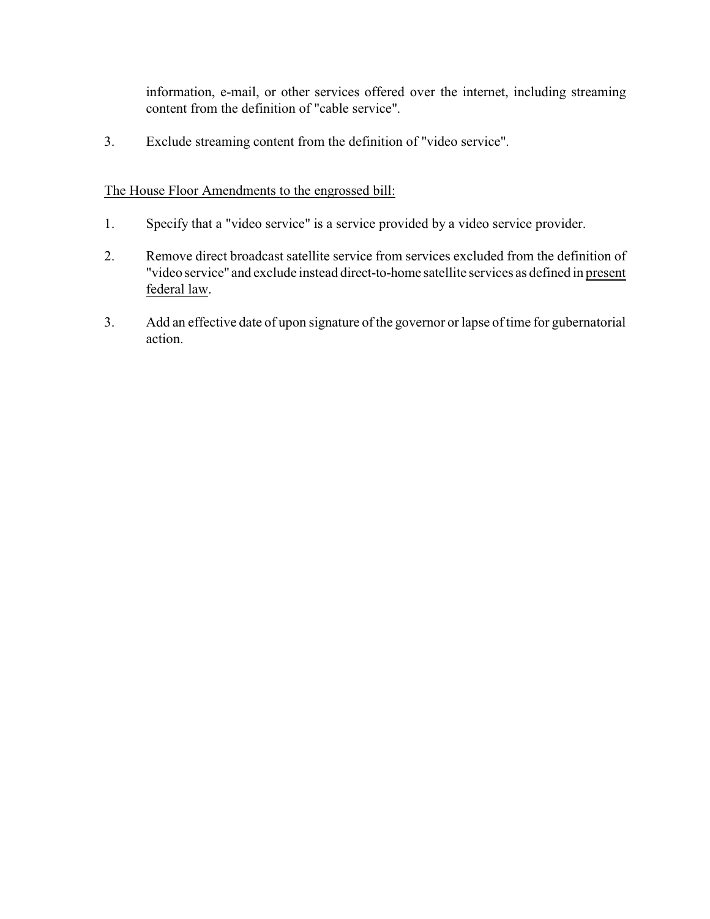information, e-mail, or other services offered over the internet, including streaming content from the definition of "cable service".

3. Exclude streaming content from the definition of "video service".

<u>The House Floor Amendments to the engrossed bill:</u>

1. Specify that a "video service" is a service provided by a video service provider.

2. Remove direct broadcast satellite service from services excluded from the definition of "video service" and exclude instead direct-to-home satellite services as defined in <u>present federal law</u>.

3. Add an effective date of upon signature of the governor or lapse of time for gubernatorial action.